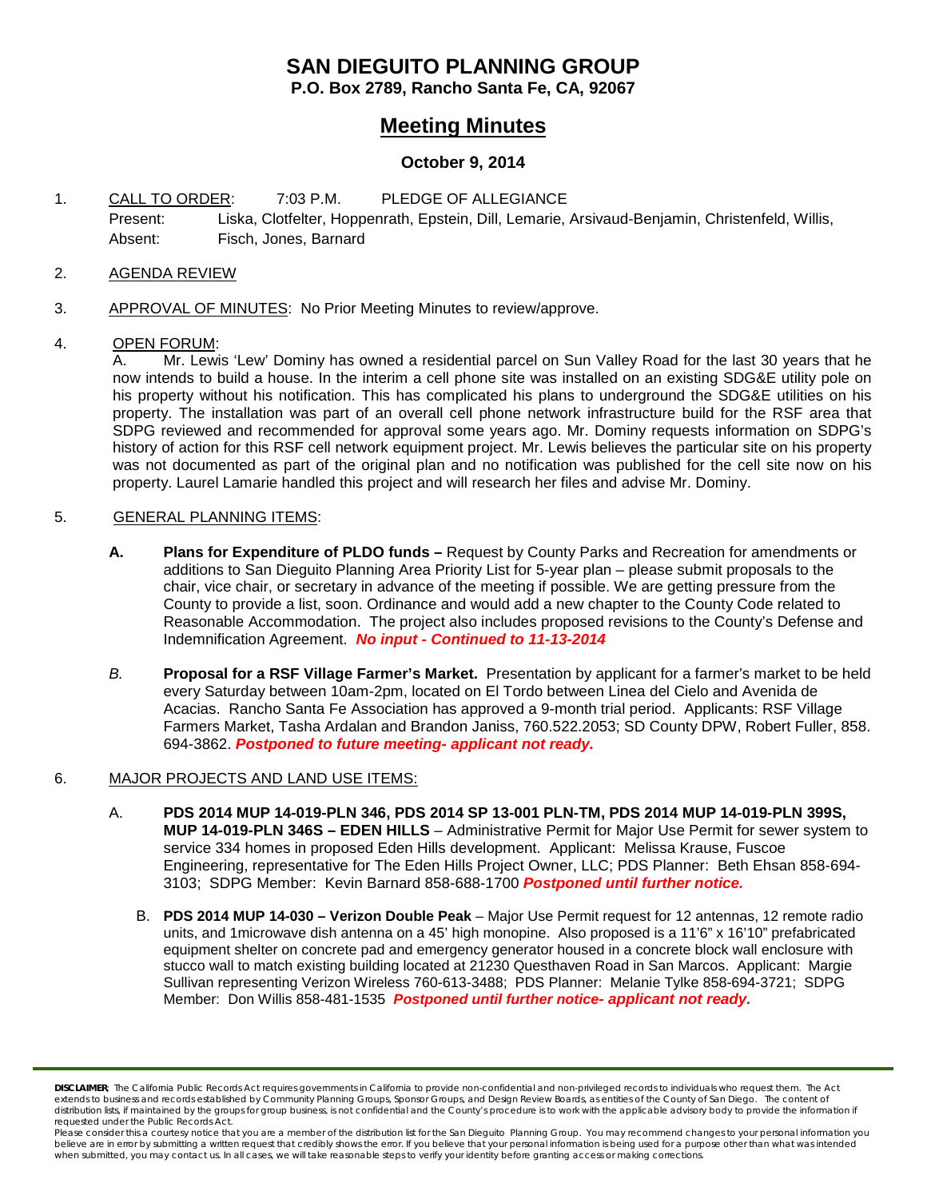# SAN DIEGUITO PLANNING GROUP

**P.O. Box 2789, Rancho Santa Fe, CA, 92067**

## Meeting Minutes

**October 9, 2014**

1. CALL TO ORDER: 7:03 P.M. PLEDGE OF ALLEGIANCE

   Present: Liska, Clotfelter, Hoppenrath, Epstein, Dill, Lemarie, Arsivaud-Benjamin, Christenfeld, Willis,

   Absent: Fisch, Jones, Barnard

2. AGENDA REVIEW

3. APPROVAL OF MINUTES: No Prior Meeting Minutes to review/approve.

4. OPEN FORUM:

   A. Mr. Lewis 'Lew' Dominy has owned a residential parcel on Sun Valley Road for the last 30 years that he now intends to build a house. In the interim a cell phone site was installed on an existing SDG&E utility pole on his property without his notification. This has complicated his plans to underground the SDG&E utilities on his property. The installation was part of an overall cell phone network infrastructure build for the RSF area that SDPG reviewed and recommended for approval some years ago. Mr. Dominy requests information on SDPG's history of action for this RSF cell network equipment project. Mr. Lewis believes the particular site on his property was not documented as part of the original plan and no notification was published for the cell site now on his property. Laurel Lamarie handled this project and will research her files and advise Mr. Dominy.

5. GENERAL PLANNING ITEMS:

   **A. Plans for Expenditure of PLDO funds –** Request by County Parks and Recreation for amendments or additions to San Dieguito Planning Area Priority List for 5-year plan – please submit proposals to the chair, vice chair, or secretary in advance of the meeting if possible. We are getting pressure from the County to provide a list, soon. Ordinance and would add a new chapter to the County Code related to Reasonable Accommodation. The project also includes proposed revisions to the County's Defense and Indemnification Agreement. ***No input - Continued to 11-13-2014***

   *B.* **Proposal for a RSF Village Farmer's Market.** Presentation by applicant for a farmer's market to be held every Saturday between 10am-2pm, located on El Tordo between Linea del Cielo and Avenida de Acacias. Rancho Santa Fe Association has approved a 9-month trial period. Applicants: RSF Village Farmers Market, Tasha Ardalan and Brandon Janiss, 760.522.2053; SD County DPW, Robert Fuller, 858. 694-3862. ***Postponed to future meeting- applicant not ready.***

6. MAJOR PROJECTS AND LAND USE ITEMS:

   A. **PDS 2014 MUP 14-019-PLN 346, PDS 2014 SP 13-001 PLN-TM, PDS 2014 MUP 14-019-PLN 399S, MUP 14-019-PLN 346S – EDEN HILLS** – Administrative Permit for Major Use Permit for sewer system to service 334 homes in proposed Eden Hills development. Applicant: Melissa Krause, Fuscoe Engineering, representative for The Eden Hills Project Owner, LLC; PDS Planner: Beth Ehsan 858-694-3103; SDPG Member: Kevin Barnard 858-688-1700 ***Postponed until further notice.***

   B. **PDS 2014 MUP 14-030 – Verizon Double Peak** – Major Use Permit request for 12 antennas, 12 remote radio units, and 1microwave dish antenna on a 45' high monopine. Also proposed is a 11'6" x 16'10" prefabricated equipment shelter on concrete pad and emergency generator housed in a concrete block wall enclosure with stucco wall to match existing building located at 21230 Questhaven Road in San Marcos. Applicant: Margie Sullivan representing Verizon Wireless 760-613-3488; PDS Planner: Melanie Tylke 858-694-3721; SDPG Member: Don Willis 858-481-1535 ***Postponed until further notice- applicant not ready.***

**DISCLAIMER**: The California Public Records Act requires governments in California to provide non-confidential and non-privileged records to individuals who request them. The Act extends to business and records established by Community Planning Groups, Sponsor Groups, and Design Review Boards, as entities of the County of San Diego. The content of distribution lists, if maintained by the groups for group business, is not confidential and the County's procedure is to work with the applicable advisory body to provide the information if requested under the Public Records Act.

Please consider this a courtesy notice that you are a member of the distribution list for the San Dieguito Planning Group. You may recommend changes to your personal information you believe are in error by submitting a written request that credibly shows the error. If you believe that your personal information is being used for a purpose other than what was intended when submitted, you may contact us. In all cases, we will take reasonable steps to verify your identity before granting access or making corrections.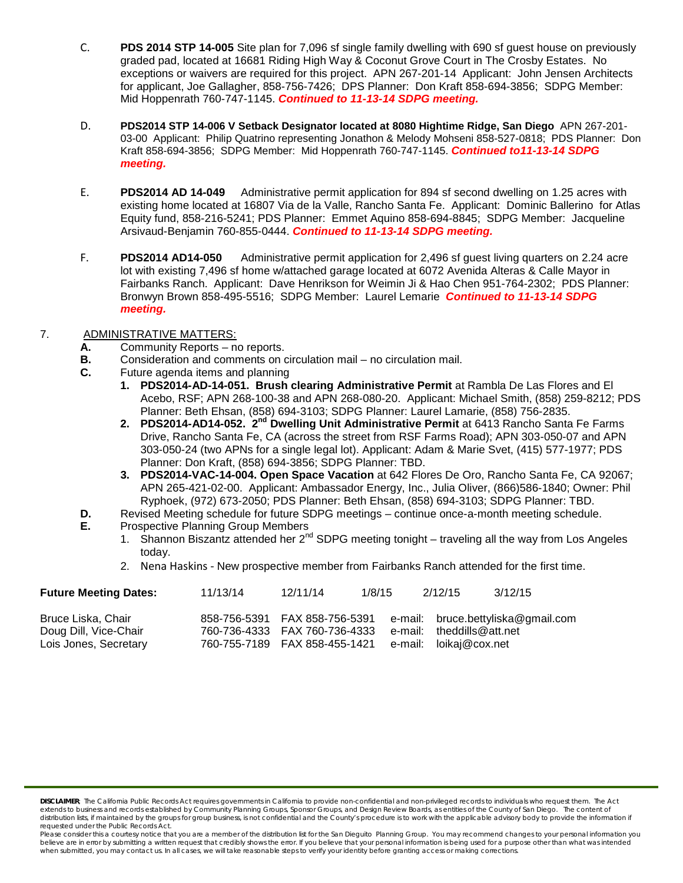C. **PDS 2014 STP 14-005** Site plan for 7,096 sf single family dwelling with 690 sf guest house on previously graded pad, located at 16681 Riding High Way & Coconut Grove Court in The Crosby Estates. No exceptions or waivers are required for this project. APN 267-201-14 Applicant: John Jensen Architects for applicant, Joe Gallagher, 858-756-7426; DPS Planner: Don Kraft 858-694-3856; SDPG Member: Mid Hoppenrath 760-747-1145. ***Continued to 11-13-14 SDPG meeting.***

D. **PDS2014 STP 14-006 V Setback Designator located at 8080 Hightime Ridge, San Diego** APN 267-201-03-00 Applicant: Philip Quatrino representing Jonathon & Melody Mohseni 858-527-0818; PDS Planner: Don Kraft 858-694-3856; SDPG Member: Mid Hoppenrath 760-747-1145. ***Continued to11-13-14 SDPG meeting.***

E. **PDS2014 AD 14-049** Administrative permit application for 894 sf second dwelling on 1.25 acres with existing home located at 16807 Via de la Valle, Rancho Santa Fe. Applicant: Dominic Ballerino for Atlas Equity fund, 858-216-5241; PDS Planner: Emmet Aquino 858-694-8845; SDPG Member: Jacqueline Arsivaud-Benjamin 760-855-0444. ***Continued to 11-13-14 SDPG meeting.***

F. **PDS2014 AD14-050** Administrative permit application for 2,496 sf guest living quarters on 2.24 acre lot with existing 7,496 sf home w/attached garage located at 6072 Avenida Alteras & Calle Mayor in Fairbanks Ranch. Applicant: Dave Henrikson for Weimin Ji & Hao Chen 951-764-2302; PDS Planner: Bronwyn Brown 858-495-5516; SDPG Member: Laurel Lemarie ***Continued to 11-13-14 SDPG meeting.***

7. ADMINISTRATIVE MATTERS:

**A.** Community Reports – no reports.

**B.** Consideration and comments on circulation mail – no circulation mail.

**C.** Future agenda items and planning

1. **PDS2014-AD-14-051. Brush clearing Administrative Permit** at Rambla De Las Flores and El Acebo, RSF; APN 268-100-38 and APN 268-080-20. Applicant: Michael Smith, (858) 259-8212; PDS Planner: Beth Ehsan, (858) 694-3103; SDPG Planner: Laurel Lamarie, (858) 756-2835.
2. **PDS2014-AD14-052. 2nd Dwelling Unit Administrative Permit** at 6413 Rancho Santa Fe Farms Drive, Rancho Santa Fe, CA (across the street from RSF Farms Road); APN 303-050-07 and APN 303-050-24 (two APNs for a single legal lot). Applicant: Adam & Marie Svet, (415) 577-1977; PDS Planner: Don Kraft, (858) 694-3856; SDPG Planner: TBD.
3. **PDS2014-VAC-14-004. Open Space Vacation** at 642 Flores De Oro, Rancho Santa Fe, CA 92067; APN 265-421-02-00. Applicant: Ambassador Energy, Inc., Julia Oliver, (866)586-1840; Owner: Phil Ryphoek, (972) 673-2050; PDS Planner: Beth Ehsan, (858) 694-3103; SDPG Planner: TBD.

**D.** Revised Meeting schedule for future SDPG meetings – continue once-a-month meeting schedule.

**E.** Prospective Planning Group Members

1. Shannon Biszantz attended her 2nd SDPG meeting tonight – traveling all the way from Los Angeles today.
2. Nena Haskins - New prospective member from Fairbanks Ranch attended for the first time.

**Future Meeting Dates:** 11/13/14 12/11/14 1/8/15 2/12/15 3/12/15

| | | | |
|---|---|---|---|
| Bruce Liska, Chair | 858-756-5391 | FAX 858-756-5391 | e-mail: bruce.bettyliska@gmail.com |
| Doug Dill, Vice-Chair | 760-736-4333 | FAX 760-736-4333 | e-mail: theddills@att.net |
| Lois Jones, Secretary | 760-755-7189 | FAX 858-455-1421 | e-mail: loikaj@cox.net |

**DISCLAIMER**; The California Public Records Act requires governments in California to provide non-confidential and non-privileged records to individuals who request them. The Act extends to business and records established by Community Planning Groups, Sponsor Groups, and Design Review Boards, as entities of the County of San Diego. The content of distribution lists, if maintained by the groups for group business, is not confidential and the County's procedure is to work with the applicable advisory body to provide the information if requested under the Public Records Act.
Please consider this a courtesy notice that you are a member of the distribution list for the San Dieguito Planning Group. You may recommend changes to your personal information you believe are in error by submitting a written request that credibly shows the error. If you believe that your personal information is being used for a purpose other than what was intended when submitted, you may contact us. In all cases, we will take reasonable steps to verify your identity before granting access or making corrections.